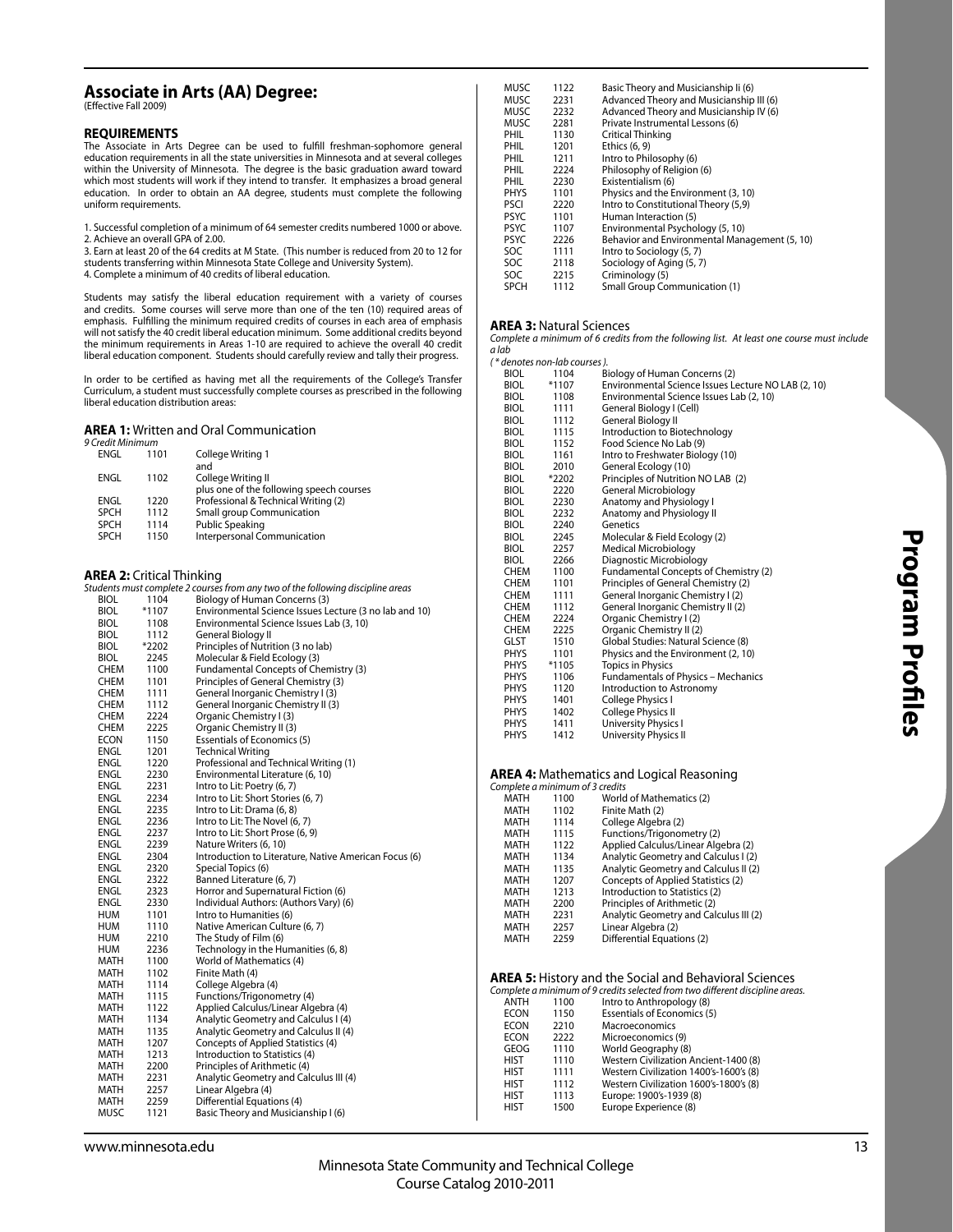## Associate in Arts (AA) Degree:

(Effective Fall 2009)

### REQUIREMENTS

The Associate in Arts Degree can be used to fulfill freshman-sophomore general education requirements in all the state universities in Minnesota and at several colleges within the University of Minnesota. The degree is the basic graduation award toward which most students will work if they intend to transfer. It emphasizes a broad general education. In order to obtain an AA degree, students must complete the following uniform requirements.

1. Successful completion of a minimum of 64 semester credits numbered 1000 or above.
2. Achieve an overall GPA of 2.00.
3. Earn at least 20 of the 64 credits at M State. (This number is reduced from 20 to 12 for students transferring within Minnesota State College and University System).
4. Complete a minimum of 40 credits of liberal education.

Students may satisfy the liberal education requirement with a variety of courses and credits. Some courses will serve more than one of the ten (10) required areas of emphasis. Fulfilling the minimum required credits of courses in each area of emphasis will not satisfy the 40 credit liberal education minimum. Some additional credits beyond the minimum requirements in Areas 1-10 are required to achieve the overall 40 credit liberal education component. Students should carefully review and tally their progress.

In order to be certified as having met all the requirements of the College's Transfer Curriculum, a student must successfully complete courses as prescribed in the following liberal education distribution areas:

#### AREA 1: Written and Oral Communication

*9 Credit Minimum*

| | | |
|---|---|---|
| ENGL | 1101 | College Writing 1 |
| | | and |
| ENGL | 1102 | College Writing II |
| | | plus one of the following speech courses |
| ENGL | 1220 | Professional & Technical Writing (2) |
| SPCH | 1112 | Small group Communication |
| SPCH | 1114 | Public Speaking |
| SPCH | 1150 | Interpersonal Communication |

#### AREA 2: Critical Thinking

*Students must complete 2 courses from any two of the following discipline areas*

| | | |
|---|---|---|
| BIOL | 1104 | Biology of Human Concerns (3) |
| BIOL | *1107 | Environmental Science Issues Lecture (3 no lab and 10) |
| BIOL | 1108 | Environmental Science Issues Lab (3, 10) |
| BIOL | 1112 | General Biology II |
| BIOL | *2202 | Principles of Nutrition (3 no lab) |
| BIOL | 2245 | Molecular & Field Ecology (3) |
| CHEM | 1100 | Fundamental Concepts of Chemistry (3) |
| CHEM | 1101 | Principles of General Chemistry (3) |
| CHEM | 1111 | General Inorganic Chemistry I (3) |
| CHEM | 1112 | General Inorganic Chemistry II (3) |
| CHEM | 2224 | Organic Chemistry I (3) |
| CHEM | 2225 | Organic Chemistry II (3) |
| ECON | 1150 | Essentials of Economics (5) |
| ENGL | 1201 | Technical Writing |
| ENGL | 1220 | Professional and Technical Writing (1) |
| ENGL | 2230 | Environmental Literature (6, 10) |
| ENGL | 2231 | Intro to Lit: Poetry (6, 7) |
| ENGL | 2234 | Intro to Lit: Short Stories (6, 7) |
| ENGL | 2235 | Intro to Lit: Drama (6, 8) |
| ENGL | 2236 | Intro to Lit: The Novel (6, 7) |
| ENGL | 2237 | Intro to Lit: Short Prose (6, 9) |
| ENGL | 2239 | Nature Writers (6, 10) |
| ENGL | 2304 | Introduction to Literature, Native American Focus (6) |
| ENGL | 2320 | Special Topics (6) |
| ENGL | 2322 | Banned Literature (6, 7) |
| ENGL | 2323 | Horror and Supernatural Fiction (6) |
| ENGL | 2330 | Individual Authors: (Authors Vary) (6) |
| HUM | 1101 | Intro to Humanities (6) |
| HUM | 1110 | Native American Culture (6, 7) |
| HUM | 2210 | The Study of Film (6) |
| HUM | 2236 | Technology in the Humanities (6, 8) |
| MATH | 1100 | World of Mathematics (4) |
| MATH | 1102 | Finite Math (4) |
| MATH | 1114 | College Algebra (4) |
| MATH | 1115 | Functions/Trigonometry (4) |
| MATH | 1122 | Applied Calculus/Linear Algebra (4) |
| MATH | 1134 | Analytic Geometry and Calculus I (4) |
| MATH | 1135 | Analytic Geometry and Calculus II (4) |
| MATH | 1207 | Concepts of Applied Statistics (4) |
| MATH | 1213 | Introduction to Statistics (4) |
| MATH | 2200 | Principles of Arithmetic (4) |
| MATH | 2231 | Analytic Geometry and Calculus III (4) |
| MATH | 2257 | Linear Algebra (4) |
| MATH | 2259 | Differential Equations (4) |
| MUSC | 1121 | Basic Theory and Musicianship I (6) |
| MUSC | 1122 | Basic Theory and Musicianship Ii (6) |
| MUSC | 2231 | Advanced Theory and Musicianship III (6) |
| MUSC | 2232 | Advanced Theory and Musicianship IV (6) |
| MUSC | 2281 | Private Instrumental Lessons (6) |
| PHIL | 1130 | Critical Thinking |
| PHIL | 1201 | Ethics (6, 9) |
| PHIL | 1211 | Intro to Philosophy (6) |
| PHIL | 2224 | Philosophy of Religion (6) |
| PHIL | 2230 | Existentialism (6) |
| PHYS | 1101 | Physics and the Environment (3, 10) |
| PSCI | 2220 | Intro to Constitutional Theory (5,9) |
| PSYC | 1101 | Human Interaction (5) |
| PSYC | 1107 | Environmental Psychology (5, 10) |
| PSYC | 2226 | Behavior and Environmental Management (5, 10) |
| SOC | 1111 | Intro to Sociology (5, 7) |
| SOC | 2118 | Sociology of Aging (5, 7) |
| SOC | 2215 | Criminology (5) |
| SPCH | 1112 | Small Group Communication (1) |

#### AREA 3: Natural Sciences

*Complete a minimum of 6 credits from the following list. At least one course must include a lab*

*( * denotes non-lab courses ).*

| | | |
|---|---|---|
| BIOL | 1104 | Biology of Human Concerns (2) |
| BIOL | *1107 | Environmental Science Issues Lecture NO LAB (2, 10) |
| BIOL | 1108 | Environmental Science Issues Lab (2, 10) |
| BIOL | 1111 | General Biology I (Cell) |
| BIOL | 1112 | General Biology II |
| BIOL | 1115 | Introduction to Biotechnology |
| BIOL | 1152 | Food Science No Lab (9) |
| BIOL | 1161 | Intro to Freshwater Biology (10) |
| BIOL | 2010 | General Ecology (10) |
| BIOL | *2202 | Principles of Nutrition NO LAB (2) |
| BIOL | 2220 | General Microbiology |
| BIOL | 2230 | Anatomy and Physiology I |
| BIOL | 2232 | Anatomy and Physiology II |
| BIOL | 2240 | Genetics |
| BIOL | 2245 | Molecular & Field Ecology (2) |
| BIOL | 2257 | Medical Microbiology |
| BIOL | 2266 | Diagnostic Microbiology |
| CHEM | 1100 | Fundamental Concepts of Chemistry (2) |
| CHEM | 1101 | Principles of General Chemistry (2) |
| CHEM | 1111 | General Inorganic Chemistry I (2) |
| CHEM | 1112 | General Inorganic Chemistry II (2) |
| CHEM | 2224 | Organic Chemistry I (2) |
| CHEM | 2225 | Organic Chemistry II (2) |
| GLST | 1510 | Global Studies: Natural Science (8) |
| PHYS | 1101 | Physics and the Environment (2, 10) |
| PHYS | *1105 | Topics in Physics |
| PHYS | 1106 | Fundamentals of Physics – Mechanics |
| PHYS | 1120 | Introduction to Astronomy |
| PHYS | 1401 | College Physics I |
| PHYS | 1402 | College Physics II |
| PHYS | 1411 | University Physics I |
| PHYS | 1412 | University Physics II |

#### AREA 4: Mathematics and Logical Reasoning

*Complete a minimum of 3 credits*

| | | |
|---|---|---|
| MATH | 1100 | World of Mathematics (2) |
| MATH | 1102 | Finite Math (2) |
| MATH | 1114 | College Algebra (2) |
| MATH | 1115 | Functions/Trigonometry (2) |
| MATH | 1122 | Applied Calculus/Linear Algebra (2) |
| MATH | 1134 | Analytic Geometry and Calculus I (2) |
| MATH | 1135 | Analytic Geometry and Calculus II (2) |
| MATH | 1207 | Concepts of Applied Statistics (2) |
| MATH | 1213 | Introduction to Statistics (2) |
| MATH | 2200 | Principles of Arithmetic (2) |
| MATH | 2231 | Analytic Geometry and Calculus III (2) |
| MATH | 2257 | Linear Algebra (2) |
| MATH | 2259 | Differential Equations (2) |

#### AREA 5: History and the Social and Behavioral Sciences

*Complete a minimum of 9 credits selected from two different discipline areas.*

| | | |
|---|---|---|
| ANTH | 1100 | Intro to Anthropology (8) |
| ECON | 1150 | Essentials of Economics (5) |
| ECON | 2210 | Macroeconomics |
| ECON | 2222 | Microeconomics (9) |
| GEOG | 1110 | World Geography (8) |
| HIST | 1110 | Western Civilization Ancient-1400 (8) |
| HIST | 1111 | Western Civilization 1400's-1600's (8) |
| HIST | 1112 | Western Civilization 1600's-1800's (8) |
| HIST | 1113 | Europe: 1900's-1939 (8) |
| HIST | 1500 | Europe Experience (8) |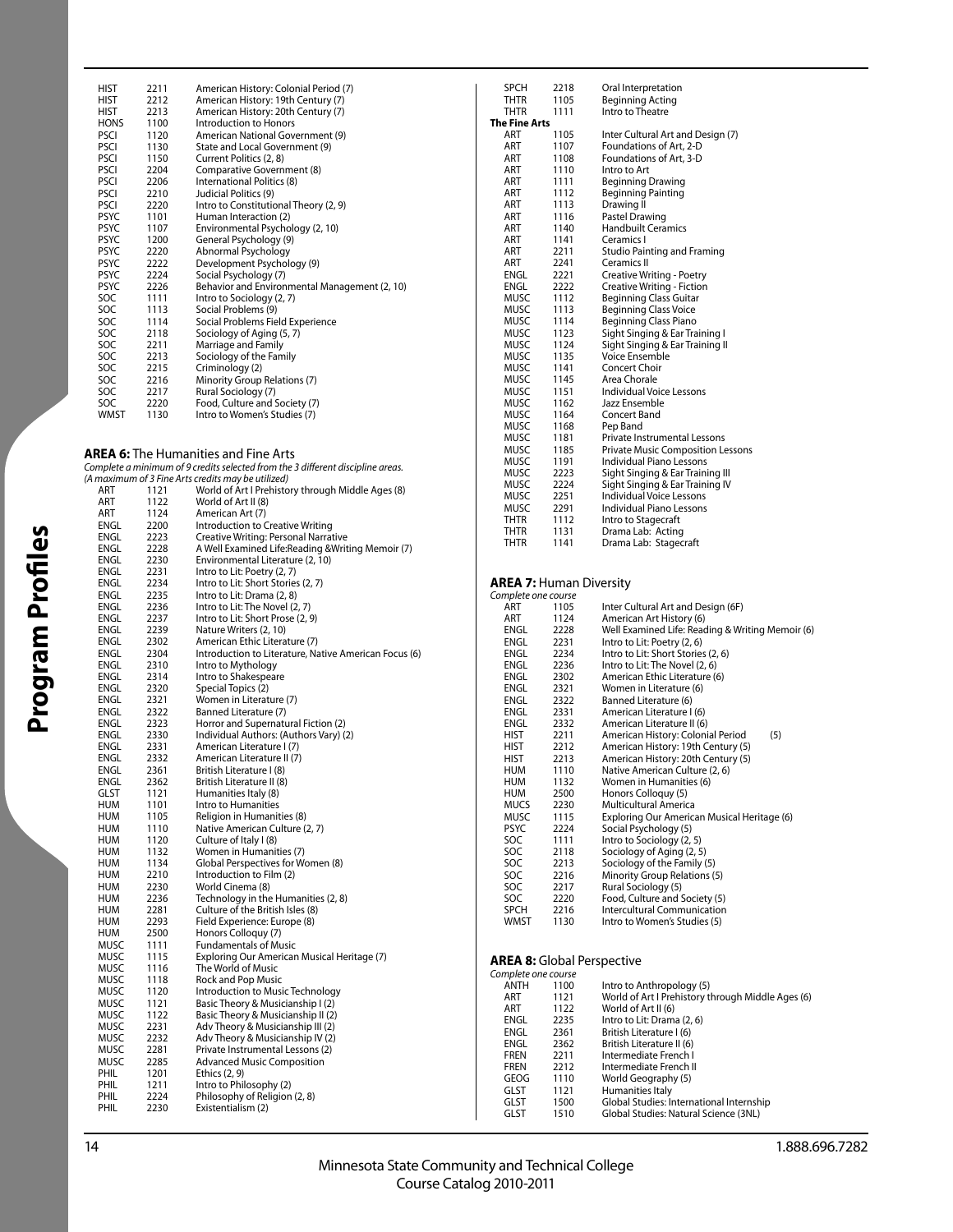| | | |
|---|---|---|
| HIST | 2211 | American History: Colonial Period (7) |
| HIST | 2212 | American History: 19th Century (7) |
| HIST | 2213 | American History: 20th Century (7) |
| HONS | 1100 | Introduction to Honors |
| PSCI | 1120 | American National Government (9) |
| PSCI | 1130 | State and Local Government (9) |
| PSCI | 1150 | Current Politics (2, 8) |
| PSCI | 2204 | Comparative Government (8) |
| PSCI | 2206 | International Politics (8) |
| PSCI | 2210 | Judicial Politics (9) |
| PSCI | 2220 | Intro to Constitutional Theory (2, 9) |
| PSYC | 1101 | Human Interaction (2) |
| PSYC | 1107 | Environmental Psychology (2, 10) |
| PSYC | 1200 | General Psychology (9) |
| PSYC | 2220 | Abnormal Psychology |
| PSYC | 2222 | Development Psychology (9) |
| PSYC | 2224 | Social Psychology (7) |
| PSYC | 2226 | Behavior and Environmental Management (2, 10) |
| SOC | 1111 | Intro to Sociology (2, 7) |
| SOC | 1113 | Social Problems (9) |
| SOC | 1114 | Social Problems Field Experience |
| SOC | 2118 | Sociology of Aging (5, 7) |
| SOC | 2211 | Marriage and Family |
| SOC | 2213 | Sociology of the Family |
| SOC | 2215 | Criminology (2) |
| SOC | 2216 | Minority Group Relations (7) |
| SOC | 2217 | Rural Sociology (7) |
| SOC | 2220 | Food, Culture and Society (7) |
| WMST | 1130 | Intro to Women's Studies (7) |

### AREA 6: The Humanities and Fine Arts

*Complete a minimum of 9 credits selected from the 3 different discipline areas. (A maximum of 3 Fine Arts credits may be utilized)*

| | | |
|---|---|---|
| ART | 1121 | World of Art I Prehistory through Middle Ages (8) |
| ART | 1122 | World of Art II (8) |
| ART | 1124 | American Art (7) |
| ENGL | 2200 | Introduction to Creative Writing |
| ENGL | 2223 | Creative Writing: Personal Narrative |
| ENGL | 2228 | A Well Examined Life:Reading &Writing Memoir (7) |
| ENGL | 2230 | Environmental Literature (2, 10) |
| ENGL | 2231 | Intro to Lit: Poetry (2, 7) |
| ENGL | 2234 | Intro to Lit: Short Stories (2, 7) |
| ENGL | 2235 | Intro to Lit: Drama (2, 8) |
| ENGL | 2236 | Intro to Lit: The Novel (2, 7) |
| ENGL | 2237 | Intro to Lit: Short Prose (2, 9) |
| ENGL | 2239 | Nature Writers (2, 10) |
| ENGL | 2302 | American Ethic Literature (7) |
| ENGL | 2304 | Introduction to Literature, Native American Focus (6) |
| ENGL | 2310 | Intro to Mythology |
| ENGL | 2314 | Intro to Shakespeare |
| ENGL | 2320 | Special Topics (2) |
| ENGL | 2321 | Women in Literature (7) |
| ENGL | 2322 | Banned Literature (7) |
| ENGL | 2323 | Horror and Supernatural Fiction (2) |
| ENGL | 2330 | Individual Authors: (Authors Vary) (2) |
| ENGL | 2331 | American Literature I (7) |
| ENGL | 2332 | American Literature II (7) |
| ENGL | 2361 | British Literature I (8) |
| ENGL | 2362 | British Literature II (8) |
| GLST | 1121 | Humanities Italy (8) |
| HUM | 1101 | Intro to Humanities |
| HUM | 1105 | Religion in Humanities (8) |
| HUM | 1110 | Native American Culture (2, 7) |
| HUM | 1120 | Culture of Italy I (8) |
| HUM | 1132 | Women in Humanities (7) |
| HUM | 1134 | Global Perspectives for Women (8) |
| HUM | 2210 | Introduction to Film (2) |
| HUM | 2230 | World Cinema (8) |
| HUM | 2236 | Technology in the Humanities (2, 8) |
| HUM | 2281 | Culture of the British Isles (8) |
| HUM | 2293 | Field Experience: Europe (8) |
| HUM | 2500 | Honors Colloquy (7) |
| MUSC | 1111 | Fundamentals of Music |
| MUSC | 1115 | Exploring Our American Musical Heritage (7) |
| MUSC | 1116 | The World of Music |
| MUSC | 1118 | Rock and Pop Music |
| MUSC | 1120 | Introduction to Music Technology |
| MUSC | 1121 | Basic Theory & Musicianship I (2) |
| MUSC | 1122 | Basic Theory & Musicianship II (2) |
| MUSC | 2231 | Adv Theory & Musicianship III (2) |
| MUSC | 2232 | Adv Theory & Musicianship IV (2) |
| MUSC | 2281 | Private Instrumental Lessons (2) |
| MUSC | 2285 | Advanced Music Composition |
| PHIL | 1201 | Ethics (2, 9) |
| PHIL | 1211 | Intro to Philosophy (2) |
| PHIL | 2224 | Philosophy of Religion (2, 8) |
| PHIL | 2230 | Existentialism (2) |
| SPCH | 2218 | Oral Interpretation |
| THTR | 1105 | Beginning Acting |
| THTR | 1111 | Intro to Theatre |

**The Fine Arts**

| | | |
|---|---|---|
| ART | 1105 | Inter Cultural Art and Design (7) |
| ART | 1107 | Foundations of Art, 2-D |
| ART | 1108 | Foundations of Art, 3-D |
| ART | 1110 | Intro to Art |
| ART | 1111 | Beginning Drawing |
| ART | 1112 | Beginning Painting |
| ART | 1113 | Drawing II |
| ART | 1116 | Pastel Drawing |
| ART | 1140 | Handbuilt Ceramics |
| ART | 1141 | Ceramics I |
| ART | 2211 | Studio Painting and Framing |
| ART | 2241 | Ceramics II |
| ENGL | 2221 | Creative Writing - Poetry |
| ENGL | 2222 | Creative Writing - Fiction |
| MUSC | 1112 | Beginning Class Guitar |
| MUSC | 1113 | Beginning Class Voice |
| MUSC | 1114 | Beginning Class Piano |
| MUSC | 1123 | Sight Singing & Ear Training I |
| MUSC | 1124 | Sight Singing & Ear Training II |
| MUSC | 1135 | Voice Ensemble |
| MUSC | 1141 | Concert Choir |
| MUSC | 1145 | Area Chorale |
| MUSC | 1151 | Individual Voice Lessons |
| MUSC | 1162 | Jazz Ensemble |
| MUSC | 1164 | Concert Band |
| MUSC | 1168 | Pep Band |
| MUSC | 1181 | Private Instrumental Lessons |
| MUSC | 1185 | Private Music Composition Lessons |
| MUSC | 1191 | Individual Piano Lessons |
| MUSC | 2223 | Sight Singing & Ear Training III |
| MUSC | 2224 | Sight Singing & Ear Training IV |
| MUSC | 2251 | Individual Voice Lessons |
| MUSC | 2291 | Individual Piano Lessons |
| THTR | 1112 | Intro to Stagecraft |
| THTR | 1131 | Drama Lab: Acting |
| THTR | 1141 | Drama Lab: Stagecraft |

### AREA 7: Human Diversity

*Complete one course*

| | | |
|---|---|---|
| ART | 1105 | Inter Cultural Art and Design (6F) |
| ART | 1124 | American Art History (6) |
| ENGL | 2228 | Well Examined Life: Reading & Writing Memoir (6) |
| ENGL | 2231 | Intro to Lit: Poetry (2, 6) |
| ENGL | 2234 | Intro to Lit: Short Stories (2, 6) |
| ENGL | 2236 | Intro to Lit: The Novel (2, 6) |
| ENGL | 2302 | American Ethic Literature (6) |
| ENGL | 2321 | Women in Literature (6) |
| ENGL | 2322 | Banned Literature (6) |
| ENGL | 2331 | American Literature I (6) |
| ENGL | 2332 | American Literature II (6) |
| HIST | 2211 | American History: Colonial Period (5) |
| HIST | 2212 | American History: 19th Century (5) |
| HIST | 2213 | American History: 20th Century (5) |
| HUM | 1110 | Native American Culture (2, 6) |
| HUM | 1132 | Women in Humanities (6) |
| HUM | 2500 | Honors Colloquy (5) |
| MUCS | 2230 | Multicultural America |
| MUSC | 1115 | Exploring Our American Musical Heritage (6) |
| PSYC | 2224 | Social Psychology (5) |
| SOC | 1111 | Intro to Sociology (2, 5) |
| SOC | 2118 | Sociology of Aging (2, 5) |
| SOC | 2213 | Sociology of the Family (5) |
| SOC | 2216 | Minority Group Relations (5) |
| SOC | 2217 | Rural Sociology (5) |
| SOC | 2220 | Food, Culture and Society (5) |
| SPCH | 2216 | Intercultural Communication |
| WMST | 1130 | Intro to Women's Studies (5) |

### AREA 8: Global Perspective

*Complete one course*

| | | |
|---|---|---|
| ANTH | 1100 | Intro to Anthropology (5) |
| ART | 1121 | World of Art I Prehistory through Middle Ages (6) |
| ART | 1122 | World of Art II (6) |
| ENGL | 2235 | Intro to Lit: Drama (2, 6) |
| ENGL | 2361 | British Literature I (6) |
| ENGL | 2362 | British Literature II (6) |
| FREN | 2211 | Intermediate French I |
| FREN | 2212 | Intermediate French II |
| GEOG | 1110 | World Geography (5) |
| GLST | 1121 | Humanities Italy |
| GLST | 1500 | Global Studies: International Internship |
| GLST | 1510 | Global Studies: Natural Science (3NL) |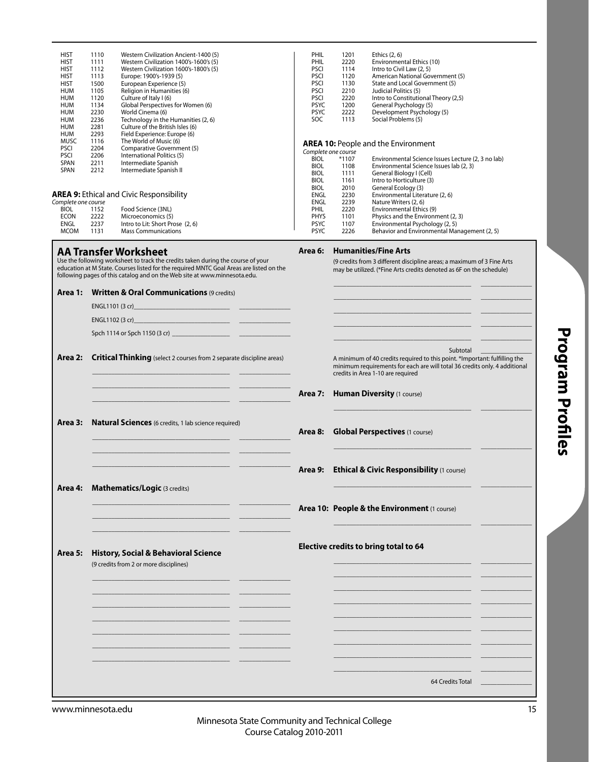| | | |
|---|---|---|
| HIST | 1110 | Western Civilization Ancient-1400 (5) |
| HIST | 1111 | Western Civilization 1400's-1600's (5) |
| HIST | 1112 | Western Civilization 1600's-1800's (5) |
| HIST | 1113 | Europe: 1900's-1939 (5) |
| HIST | 1500 | European Experience (5) |
| HUM | 1105 | Religion in Humanities (6) |
| HUM | 1120 | Culture of Italy I (6) |
| HUM | 1134 | Global Perspectives for Women (6) |
| HUM | 2230 | World Cinema (6) |
| HUM | 2236 | Technology in the Humanities (2, 6) |
| HUM | 2281 | Culture of the British Isles (6) |
| HUM | 2293 | Field Experience: Europe (6) |
| MUSC | 1116 | The World of Music (6) |
| PSCI | 2204 | Comparative Government (5) |
| PSCI | 2206 | International Politics (5) |
| SPAN | 2211 | Intermediate Spanish |
| SPAN | 2212 | Intermediate Spanish II |

**AREA 9:** Ethical and Civic Responsibility

*Complete one course*

| | | |
|---|---|---|
| BIOL | 1152 | Food Science (3NL) |
| ECON | 2222 | Microeconomics (5) |
| ENGL | 2237 | Intro to Lit: Short Prose (2, 6) |
| MCOM | 1131 | Mass Communications |
| PHIL | 1201 | Ethics (2, 6) |
| PHIL | 2220 | Environmental Ethics (10) |
| PSCI | 1114 | Intro to Civil Law (2, 5) |
| PSCI | 1120 | American National Government (5) |
| PSCI | 1130 | State and Local Government (5) |
| PSCI | 2210 | Judicial Politics (5) |
| PSCI | 2220 | Intro to Constitutional Theory (2,5) |
| PSYC | 1200 | General Psychology (5) |
| PSYC | 2222 | Development Psychology (5) |
| SOC | 1113 | Social Problems (5) |

**AREA 10:** People and the Environment

*Complete one course*

| | | |
|---|---|---|
| BIOL | *1107 | Environmental Science Issues Lecture (2, 3 no lab) |
| BIOL | 1108 | Environmental Science Issues lab (2, 3) |
| BIOL | 1111 | General Biology I (Cell) |
| BIOL | 1161 | Intro to Horticulture (3) |
| BIOL | 2010 | General Ecology (3) |
| ENGL | 2230 | Environmental Literature (2, 6) |
| ENGL | 2239 | Nature Writers (2, 6) |
| PHIL | 2220 | Environmental Ethics (9) |
| PHYS | 1101 | Physics and the Environment (2, 3) |
| PSYC | 1107 | Environmental Psychology (2, 5) |
| PSYC | 2226 | Behavior and Environmental Management (2, 5) |

## AA Transfer Worksheet

Use the following worksheet to track the credits taken during the course of your education at M State. Courses listed for the required MNTC Goal Areas are listed on the following pages of this catalog and on the Web site at www.minnesota.edu.

**Area 1: Written & Oral Communications** (9 credits)

ENGL1101 (3 cr)________________________ ____________

ENGL1102 (3 cr)________________________ ____________

Spch 1114 or Spch 1150 (3 cr) ______________ ____________

**Area 2: Critical Thinking** (select 2 courses from 2 separate discipline areas)

________________________________ ____________

________________________________ ____________

________________________________ ____________

**Area 3: Natural Sciences** (6 credits, 1 lab science required)

________________________________ ____________

________________________________ ____________

________________________________ ____________

**Area 4: Mathematics/Logic** (3 credits)

________________________________ ____________

________________________________ ____________

________________________________ ____________

**Area 5: History, Social & Behavioral Science**

(9 credits from 2 or more disciplines)

________________________________ ____________

________________________________ ____________

________________________________ ____________

________________________________ ____________

________________________________ ____________

________________________________ ____________

________________________________ ____________

**Area 6: Humanities/Fine Arts**

(9 credits from 3 different discipline areas; a maximum of 3 Fine Arts may be utilized. (*Fine Arts credits denoted as 6F on the schedule)

________________________________ ____________

________________________________ ____________

________________________________ ____________

________________________________ ____________

________________________________ ____________

Subtotal ____________

A minimum of 40 credits required to this point. *Important: fulfilling the minimum requirements for each are will total 36 credits only. 4 additional credits in Area 1-10 are required

**Area 7: Human Diversity** (1 course)

________________________________ ____________

**Area 8: Global Perspectives** (1 course)

________________________________ ____________

**Area 9: Ethical & Civic Responsibility** (1 course)

________________________________ ____________

**Area 10: People & the Environment** (1 course)

________________________________ ____________

**Elective credits to bring total to 64**

________________________________ ____________

________________________________ ____________

________________________________ ____________

________________________________ ____________

________________________________ ____________

________________________________ ____________

________________________________ ____________

________________________________ ____________

________________________________ ____________

64 Credits Total ____________